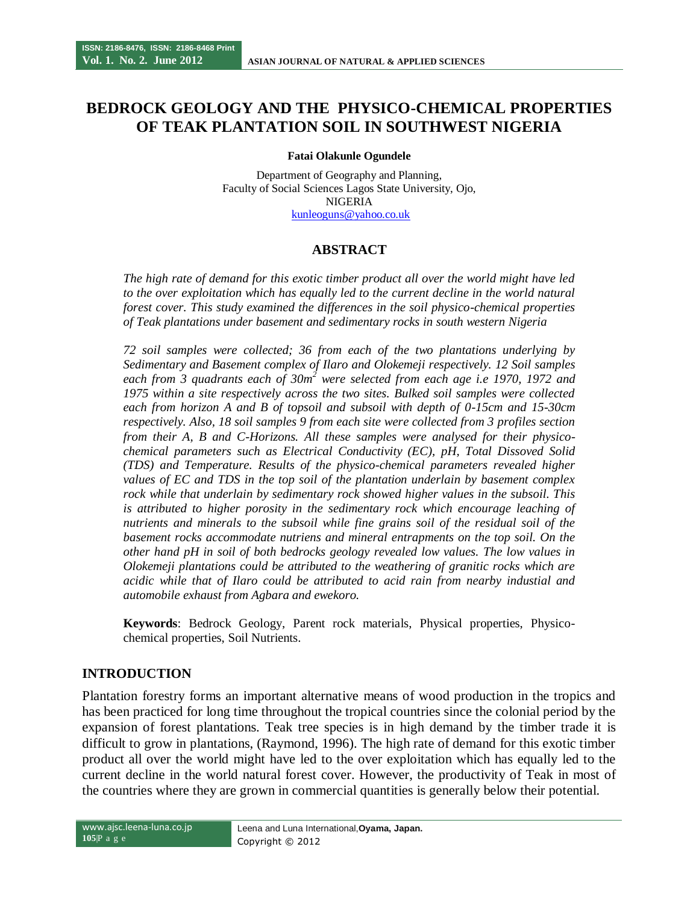# BEDROCK GEOLOGY AND THE PHYSICO-CHEMICAL PROPERTIES OF TEAK PLANTATION SOIL IN SOUTHWEST NIGERIA

**Fatai Olakunle Ogundele**

Department of Geography and Planning,
Faculty of Social Sciences Lagos State University, Ojo,
NIGERIA
kunleoguns@yahoo.co.uk

## ABSTRACT

*The high rate of demand for this exotic timber product all over the world might have led to the over exploitation which has equally led to the current decline in the world natural forest cover. This study examined the differences in the soil physico-chemical properties of Teak plantations under basement and sedimentary rocks in south western Nigeria*

*72 soil samples were collected; 36 from each of the two plantations underlying by Sedimentary and Basement complex of Ilaro and Olokemeji respectively. 12 Soil samples each from 3 quadrants each of 30m$^2$ were selected from each age i.e 1970, 1972 and 1975 within a site respectively across the two sites. Bulked soil samples were collected each from horizon A and B of topsoil and subsoil with depth of 0-15cm and 15-30cm respectively. Also, 18 soil samples 9 from each site were collected from 3 profiles section from their A, B and C-Horizons. All these samples were analysed for their physico-chemical parameters such as Electrical Conductivity (EC), pH, Total Dissoved Solid (TDS) and Temperature. Results of the physico-chemical parameters revealed higher values of EC and TDS in the top soil of the plantation underlain by basement complex rock while that underlain by sedimentary rock showed higher values in the subsoil. This is attributed to higher porosity in the sedimentary rock which encourage leaching of nutrients and minerals to the subsoil while fine grains soil of the residual soil of the basement rocks accommodate nutriens and mineral entrapments on the top soil. On the other hand pH in soil of both bedrocks geology revealed low values. The low values in Olokemeji plantations could be attributed to the weathering of granitic rocks which are acidic while that of Ilaro could be attributed to acid rain from nearby industial and automobile exhaust from Agbara and ewekoro.*

**Keywords**: Bedrock Geology, Parent rock materials, Physical properties, Physico-chemical properties, Soil Nutrients.

## INTRODUCTION

Plantation forestry forms an important alternative means of wood production in the tropics and has been practiced for long time throughout the tropical countries since the colonial period by the expansion of forest plantations. Teak tree species is in high demand by the timber trade it is difficult to grow in plantations, (Raymond, 1996). The high rate of demand for this exotic timber product all over the world might have led to the over exploitation which has equally led to the current decline in the world natural forest cover. However, the productivity of Teak in most of the countries where they are grown in commercial quantities is generally below their potential.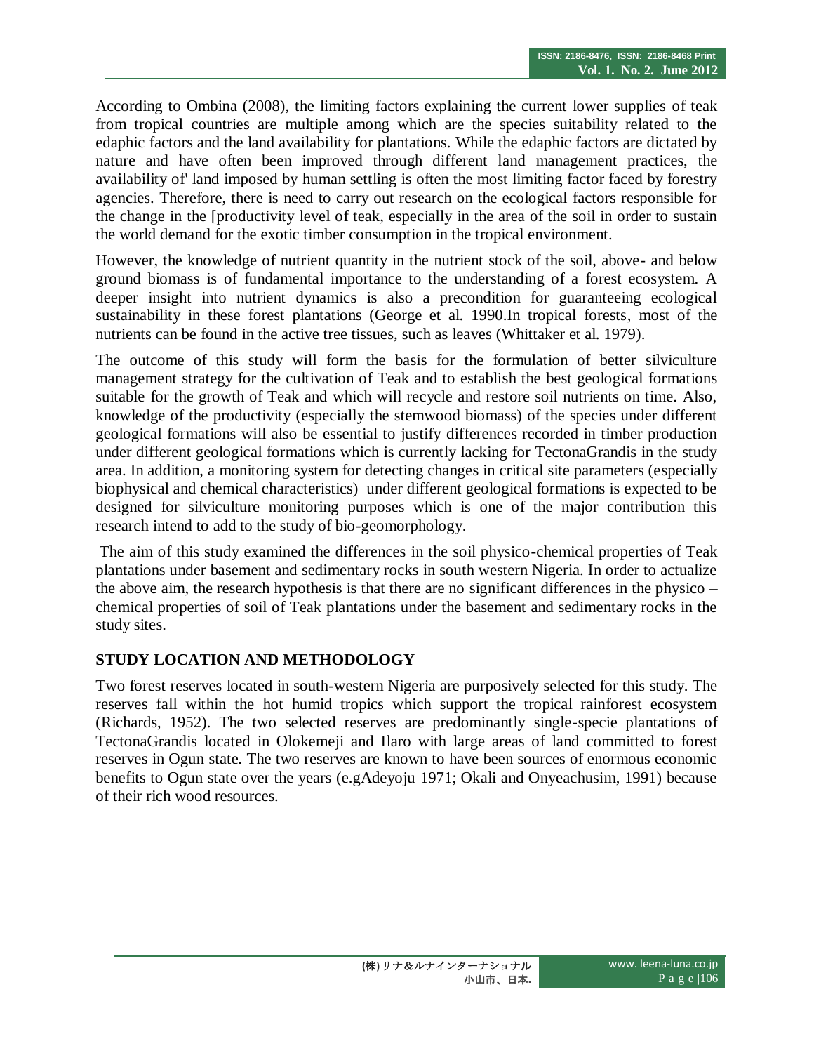According to Ombina (2008), the limiting factors explaining the current lower supplies of teak from tropical countries are multiple among which are the species suitability related to the edaphic factors and the land availability for plantations. While the edaphic factors are dictated by nature and have often been improved through different land management practices, the availability of' land imposed by human settling is often the most limiting factor faced by forestry agencies. Therefore, there is need to carry out research on the ecological factors responsible for the change in the [productivity level of teak, especially in the area of the soil in order to sustain the world demand for the exotic timber consumption in the tropical environment.

However, the knowledge of nutrient quantity in the nutrient stock of the soil, above- and below ground biomass is of fundamental importance to the understanding of a forest ecosystem. A deeper insight into nutrient dynamics is also a precondition for guaranteeing ecological sustainability in these forest plantations (George et al. 1990.In tropical forests, most of the nutrients can be found in the active tree tissues, such as leaves (Whittaker et al. 1979).

The outcome of this study will form the basis for the formulation of better silviculture management strategy for the cultivation of Teak and to establish the best geological formations suitable for the growth of Teak and which will recycle and restore soil nutrients on time. Also, knowledge of the productivity (especially the stemwood biomass) of the species under different geological formations will also be essential to justify differences recorded in timber production under different geological formations which is currently lacking for TectonaGrandis in the study area. In addition, a monitoring system for detecting changes in critical site parameters (especially biophysical and chemical characteristics) under different geological formations is expected to be designed for silviculture monitoring purposes which is one of the major contribution this research intend to add to the study of bio-geomorphology.

The aim of this study examined the differences in the soil physico-chemical properties of Teak plantations under basement and sedimentary rocks in south western Nigeria. In order to actualize the above aim, the research hypothesis is that there are no significant differences in the physico – chemical properties of soil of Teak plantations under the basement and sedimentary rocks in the study sites.

## STUDY LOCATION AND METHODOLOGY

Two forest reserves located in south-western Nigeria are purposively selected for this study. The reserves fall within the hot humid tropics which support the tropical rainforest ecosystem (Richards, 1952). The two selected reserves are predominantly single-specie plantations of TectonaGrandis located in Olokemeji and Ilaro with large areas of land committed to forest reserves in Ogun state. The two reserves are known to have been sources of enormous economic benefits to Ogun state over the years (e.gAdeyoju 1971; Okali and Onyeachusim, 1991) because of their rich wood resources.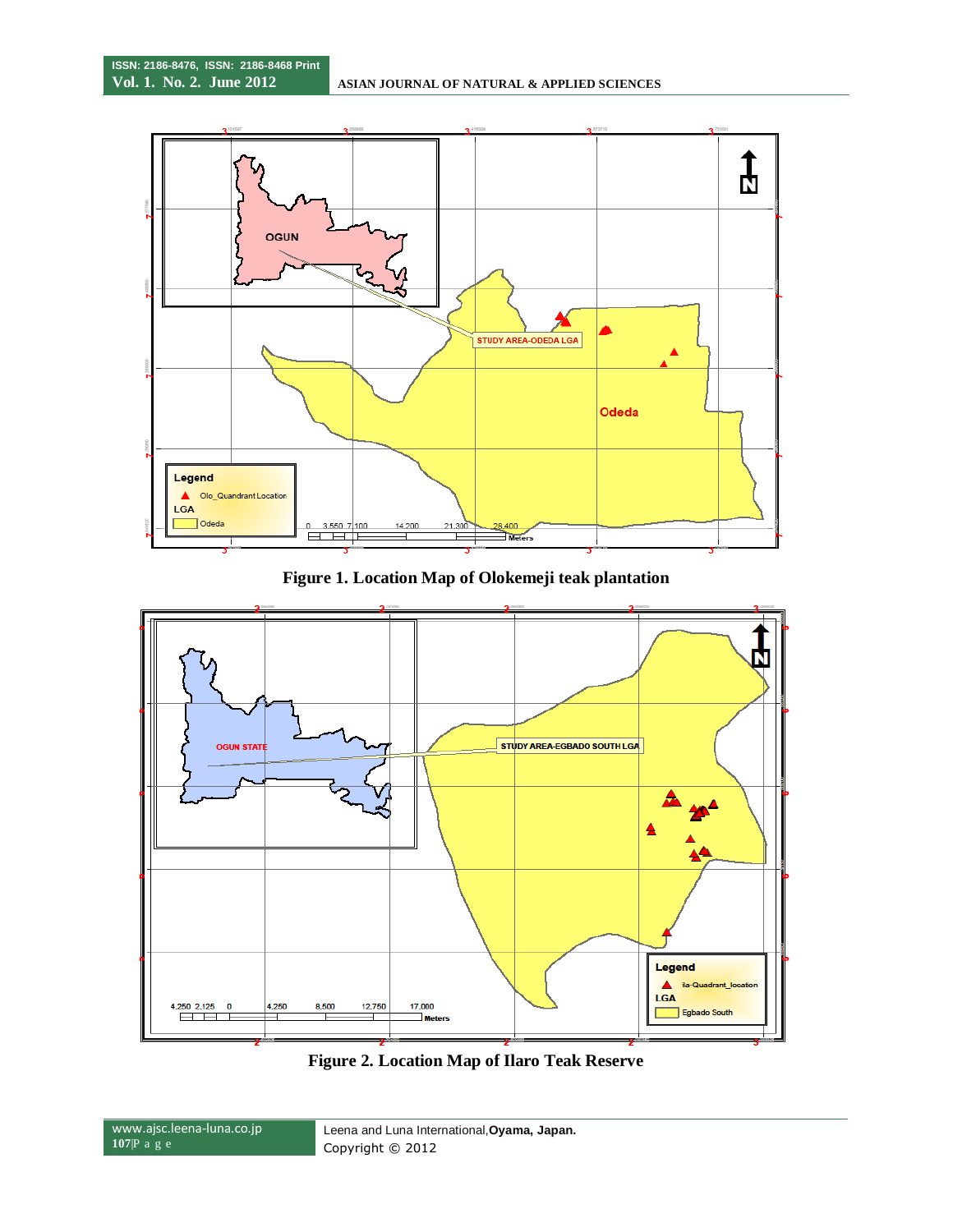Figure 1. Location Map of Olokemeji teak plantation

Figure 2. Location Map of Ilaro Teak Reserve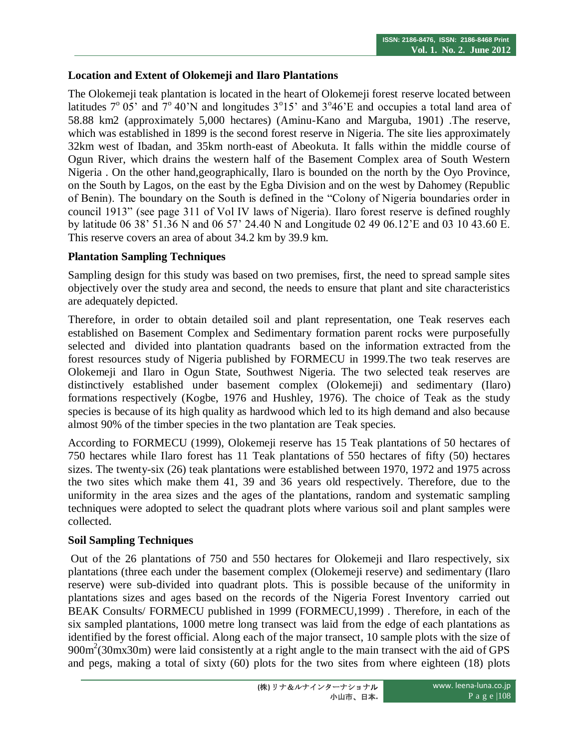### Location and Extent of Olokemeji and Ilaro Plantations

The Olokemeji teak plantation is located in the heart of Olokemeji forest reserve located between latitudes 7° 05' and 7° 40'N and longitudes 3°15' and 3°46'E and occupies a total land area of 58.88 km2 (approximately 5,000 hectares) (Aminu-Kano and Marguba, 1901) .The reserve, which was established in 1899 is the second forest reserve in Nigeria. The site lies approximately 32km west of Ibadan, and 35km north-east of Abeokuta. It falls within the middle course of Ogun River, which drains the western half of the Basement Complex area of South Western Nigeria . On the other hand,geographically, Ilaro is bounded on the north by the Oyo Province, on the South by Lagos, on the east by the Egba Division and on the west by Dahomey (Republic of Benin). The boundary on the South is defined in the "Colony of Nigeria boundaries order in council 1913" (see page 311 of Vol IV laws of Nigeria). Ilaro forest reserve is defined roughly by latitude 06 38' 51.36 N and 06 57' 24.40 N and Longitude 02 49 06.12'E and 03 10 43.60 E. This reserve covers an area of about 34.2 km by 39.9 km.

### Plantation Sampling Techniques

Sampling design for this study was based on two premises, first, the need to spread sample sites objectively over the study area and second, the needs to ensure that plant and site characteristics are adequately depicted.

Therefore, in order to obtain detailed soil and plant representation, one Teak reserves each established on Basement Complex and Sedimentary formation parent rocks were purposefully selected and divided into plantation quadrants based on the information extracted from the forest resources study of Nigeria published by FORMECU in 1999.The two teak reserves are Olokemeji and Ilaro in Ogun State, Southwest Nigeria. The two selected teak reserves are distinctively established under basement complex (Olokemeji) and sedimentary (Ilaro) formations respectively (Kogbe, 1976 and Hushley, 1976). The choice of Teak as the study species is because of its high quality as hardwood which led to its high demand and also because almost 90% of the timber species in the two plantation are Teak species.

According to FORMECU (1999), Olokemeji reserve has 15 Teak plantations of 50 hectares of 750 hectares while Ilaro forest has 11 Teak plantations of 550 hectares of fifty (50) hectares sizes. The twenty-six (26) teak plantations were established between 1970, 1972 and 1975 across the two sites which make them 41, 39 and 36 years old respectively. Therefore, due to the uniformity in the area sizes and the ages of the plantations, random and systematic sampling techniques were adopted to select the quadrant plots where various soil and plant samples were collected.

### Soil Sampling Techniques

Out of the 26 plantations of 750 and 550 hectares for Olokemeji and Ilaro respectively, six plantations (three each under the basement complex (Olokemeji reserve) and sedimentary (Ilaro reserve) were sub-divided into quadrant plots. This is possible because of the uniformity in plantations sizes and ages based on the records of the Nigeria Forest Inventory carried out BEAK Consults/ FORMECU published in 1999 (FORMECU,1999) . Therefore, in each of the six sampled plantations, 1000 metre long transect was laid from the edge of each plantations as identified by the forest official. Along each of the major transect, 10 sample plots with the size of $900m^2$(30mx30m) were laid consistently at a right angle to the main transect with the aid of GPS and pegs, making a total of sixty (60) plots for the two sites from where eighteen (18) plots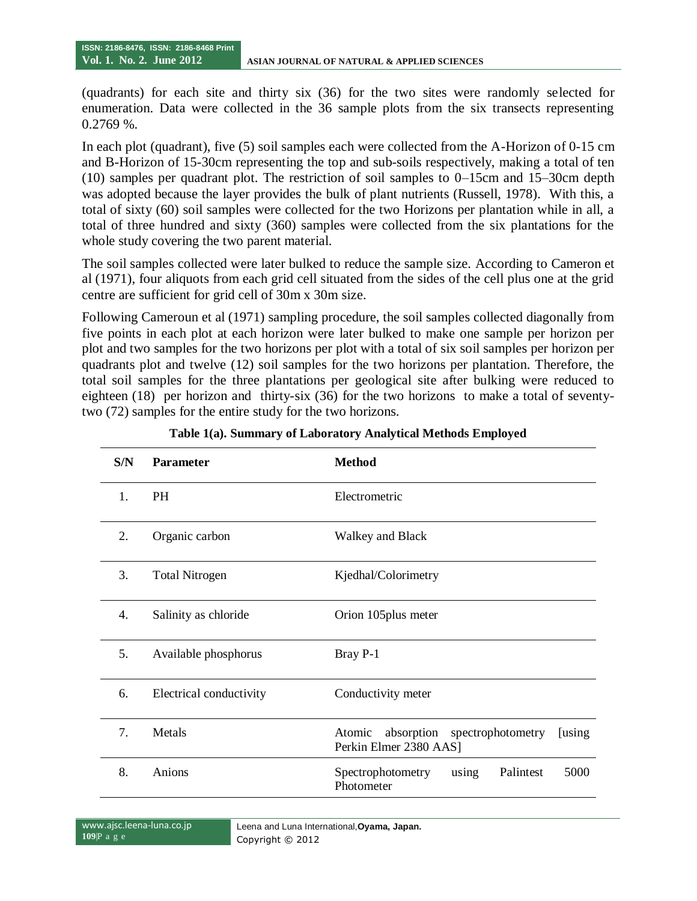(quadrants) for each site and thirty six (36) for the two sites were randomly selected for enumeration. Data were collected in the 36 sample plots from the six transects representing 0.2769 %.

In each plot (quadrant), five (5) soil samples each were collected from the A-Horizon of 0-15 cm and B-Horizon of 15-30cm representing the top and sub-soils respectively, making a total of ten (10) samples per quadrant plot. The restriction of soil samples to 0–15cm and 15–30cm depth was adopted because the layer provides the bulk of plant nutrients (Russell, 1978). With this, a total of sixty (60) soil samples were collected for the two Horizons per plantation while in all, a total of three hundred and sixty (360) samples were collected from the six plantations for the whole study covering the two parent material.

The soil samples collected were later bulked to reduce the sample size. According to Cameron et al (1971), four aliquots from each grid cell situated from the sides of the cell plus one at the grid centre are sufficient for grid cell of 30m x 30m size.

Following Cameroun et al (1971) sampling procedure, the soil samples collected diagonally from five points in each plot at each horizon were later bulked to make one sample per horizon per plot and two samples for the two horizons per plot with a total of six soil samples per horizon per quadrants plot and twelve (12) soil samples for the two horizons per plantation. Therefore, the total soil samples for the three plantations per geological site after bulking were reduced to eighteen (18) per horizon and thirty-six (36) for the two horizons to make a total of seventy-two (72) samples for the entire study for the two horizons.

**Table 1(a). Summary of Laboratory Analytical Methods Employed**

| S/N | Parameter | Method |
|---|---|---|
| 1. | PH | Electrometric |
| 2. | Organic carbon | Walkey and Black |
| 3. | Total Nitrogen | Kjedhal/Colorimetry |
| 4. | Salinity as chloride | Orion 105plus meter |
| 5. | Available phosphorus | Bray P-1 |
| 6. | Electrical conductivity | Conductivity meter |
| 7. | Metals | Atomic absorption spectrophotometry [using Perkin Elmer 2380 AAS] |
| 8. | Anions | Spectrophotometry using Palintest 5000 Photometer |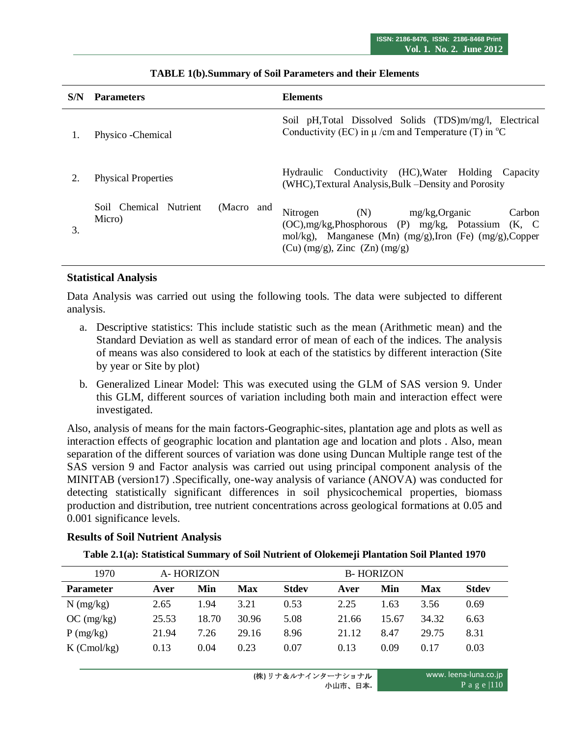**TABLE 1(b).Summary of Soil Parameters and their Elements**

| S/N | Parameters | Elements |
|---|---|---|
| 1. | Physico -Chemical | Soil pH,Total Dissolved Solids (TDS)m/mg/l, Electrical Conductivity (EC) in μ /cm and Temperature (T) in °C |
| 2. | Physical Properties | Hydraulic Conductivity (HC),Water Holding Capacity (WHC),Textural Analysis,Bulk –Density and Porosity |
| 3. | Soil Chemical Nutrient (Macro and Micro) | Nitrogen (N) mg/kg,Organic Carbon (OC),mg/kg,Phosphorous (P) mg/kg, Potassium (K, C mol/kg), Manganese (Mn) (mg/g),Iron (Fe) (mg/g),Copper (Cu) (mg/g), Zinc (Zn) (mg/g) |

### Statistical Analysis

Data Analysis was carried out using the following tools. The data were subjected to different analysis.

a. Descriptive statistics: This include statistic such as the mean (Arithmetic mean) and the Standard Deviation as well as standard error of mean of each of the indices. The analysis of means was also considered to look at each of the statistics by different interaction (Site by year or Site by plot)

b. Generalized Linear Model: This was executed using the GLM of SAS version 9. Under this GLM, different sources of variation including both main and interaction effect were investigated.

Also, analysis of means for the main factors-Geographic-sites, plantation age and plots as well as interaction effects of geographic location and plantation age and location and plots . Also, mean separation of the different sources of variation was done using Duncan Multiple range test of the SAS version 9 and Factor analysis was carried out using principal component analysis of the MINITAB (version17) .Specifically, one-way analysis of variance (ANOVA) was conducted for detecting statistically significant differences in soil physicochemical properties, biomass production and distribution, tree nutrient concentrations across geological formations at 0.05 and 0.001 significance levels.

### Results of Soil Nutrient Analysis

**Table 2.1(a): Statistical Summary of Soil Nutrient of Olokemeji Plantation Soil Planted 1970**

| 1970 | A- HORIZON | | | | B- HORIZON | | | |
|---|---|---|---|---|---|---|---|---|
| **Parameter** | **Aver** | **Min** | **Max** | **Stdev** | **Aver** | **Min** | **Max** | **Stdev** |
| N (mg/kg) | 2.65 | 1.94 | 3.21 | 0.53 | 2.25 | 1.63 | 3.56 | 0.69 |
| OC (mg/kg) | 25.53 | 18.70 | 30.96 | 5.08 | 21.66 | 15.67 | 34.32 | 6.63 |
| P (mg/kg) | 21.94 | 7.26 | 29.16 | 8.96 | 21.12 | 8.47 | 29.75 | 8.31 |
| K (Cmol/kg) | 0.13 | 0.04 | 0.23 | 0.07 | 0.13 | 0.09 | 0.17 | 0.03 |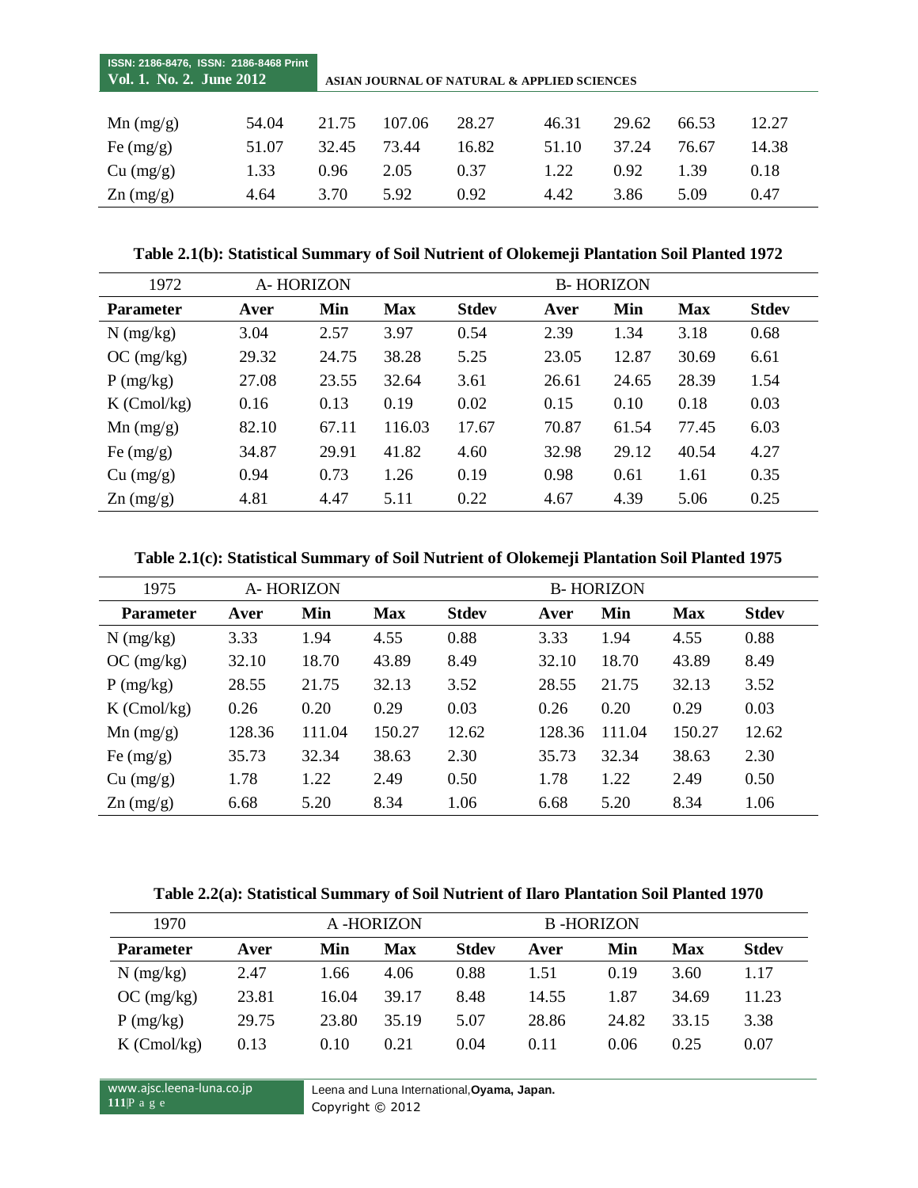| | | | | | | | | |
|---|---|---|---|---|---|---|---|---|
| Mn (mg/g) | 54.04 | 21.75 | 107.06 | 28.27 | 46.31 | 29.62 | 66.53 | 12.27 |
| Fe (mg/g) | 51.07 | 32.45 | 73.44 | 16.82 | 51.10 | 37.24 | 76.67 | 14.38 |
| Cu (mg/g) | 1.33 | 0.96 | 2.05 | 0.37 | 1.22 | 0.92 | 1.39 | 0.18 |
| Zn (mg/g) | 4.64 | 3.70 | 5.92 | 0.92 | 4.42 | 3.86 | 5.09 | 0.47 |

**Table 2.1(b): Statistical Summary of Soil Nutrient of Olokemeji Plantation Soil Planted 1972**

| 1972 | A- HORIZON | | | | B- HORIZON | | | |
|---|---|---|---|---|---|---|---|---|
| **Parameter** | **Aver** | **Min** | **Max** | **Stdev** | **Aver** | **Min** | **Max** | **Stdev** |
| N (mg/kg) | 3.04 | 2.57 | 3.97 | 0.54 | 2.39 | 1.34 | 3.18 | 0.68 |
| OC (mg/kg) | 29.32 | 24.75 | 38.28 | 5.25 | 23.05 | 12.87 | 30.69 | 6.61 |
| P (mg/kg) | 27.08 | 23.55 | 32.64 | 3.61 | 26.61 | 24.65 | 28.39 | 1.54 |
| K (Cmol/kg) | 0.16 | 0.13 | 0.19 | 0.02 | 0.15 | 0.10 | 0.18 | 0.03 |
| Mn (mg/g) | 82.10 | 67.11 | 116.03 | 17.67 | 70.87 | 61.54 | 77.45 | 6.03 |
| Fe (mg/g) | 34.87 | 29.91 | 41.82 | 4.60 | 32.98 | 29.12 | 40.54 | 4.27 |
| Cu (mg/g) | 0.94 | 0.73 | 1.26 | 0.19 | 0.98 | 0.61 | 1.61 | 0.35 |
| Zn (mg/g) | 4.81 | 4.47 | 5.11 | 0.22 | 4.67 | 4.39 | 5.06 | 0.25 |

**Table 2.1(c): Statistical Summary of Soil Nutrient of Olokemeji Plantation Soil Planted 1975**

| 1975 | A- HORIZON | | | | B- HORIZON | | | |
|---|---|---|---|---|---|---|---|---|
| **Parameter** | **Aver** | **Min** | **Max** | **Stdev** | **Aver** | **Min** | **Max** | **Stdev** |
| N (mg/kg) | 3.33 | 1.94 | 4.55 | 0.88 | 3.33 | 1.94 | 4.55 | 0.88 |
| OC (mg/kg) | 32.10 | 18.70 | 43.89 | 8.49 | 32.10 | 18.70 | 43.89 | 8.49 |
| P (mg/kg) | 28.55 | 21.75 | 32.13 | 3.52 | 28.55 | 21.75 | 32.13 | 3.52 |
| K (Cmol/kg) | 0.26 | 0.20 | 0.29 | 0.03 | 0.26 | 0.20 | 0.29 | 0.03 |
| Mn (mg/g) | 128.36 | 111.04 | 150.27 | 12.62 | 128.36 | 111.04 | 150.27 | 12.62 |
| Fe (mg/g) | 35.73 | 32.34 | 38.63 | 2.30 | 35.73 | 32.34 | 38.63 | 2.30 |
| Cu (mg/g) | 1.78 | 1.22 | 2.49 | 0.50 | 1.78 | 1.22 | 2.49 | 0.50 |
| Zn (mg/g) | 6.68 | 5.20 | 8.34 | 1.06 | 6.68 | 5.20 | 8.34 | 1.06 |

**Table 2.2(a): Statistical Summary of Soil Nutrient of Ilaro Plantation Soil Planted 1970**

| 1970 | A -HORIZON | | | | B -HORIZON | | | |
|---|---|---|---|---|---|---|---|---|
| **Parameter** | **Aver** | **Min** | **Max** | **Stdev** | **Aver** | **Min** | **Max** | **Stdev** |
| N (mg/kg) | 2.47 | 1.66 | 4.06 | 0.88 | 1.51 | 0.19 | 3.60 | 1.17 |
| OC (mg/kg) | 23.81 | 16.04 | 39.17 | 8.48 | 14.55 | 1.87 | 34.69 | 11.23 |
| P (mg/kg) | 29.75 | 23.80 | 35.19 | 5.07 | 28.86 | 24.82 | 33.15 | 3.38 |
| K (Cmol/kg) | 0.13 | 0.10 | 0.21 | 0.04 | 0.11 | 0.06 | 0.25 | 0.07 |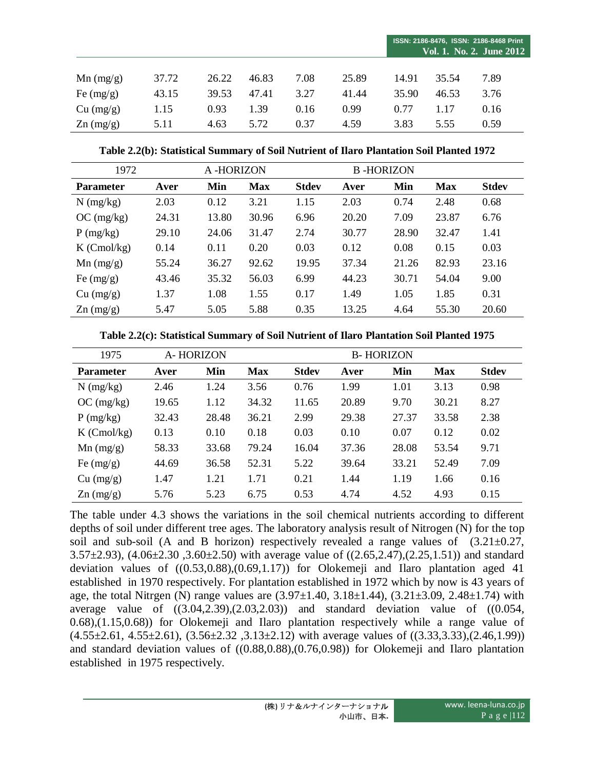| Mn (mg/g) | 37.72 | 26.22 | 46.83 | 7.08 | 25.89 | 14.91 | 35.54 | 7.89 |
|---|---|---|---|---|---|---|---|---|
| Fe (mg/g) | 43.15 | 39.53 | 47.41 | 3.27 | 41.44 | 35.90 | 46.53 | 3.76 |
| Cu (mg/g) | 1.15 | 0.93 | 1.39 | 0.16 | 0.99 | 0.77 | 1.17 | 0.16 |
| Zn (mg/g) | 5.11 | 4.63 | 5.72 | 0.37 | 4.59 | 3.83 | 5.55 | 0.59 |

**Table 2.2(b): Statistical Summary of Soil Nutrient of Ilaro Plantation Soil Planted 1972**

| 1972 | A -HORIZON | | | | B -HORIZON | | | |
|---|---|---|---|---|---|---|---|---|
| **Parameter** | **Aver** | **Min** | **Max** | **Stdev** | **Aver** | **Min** | **Max** | **Stdev** |
| N (mg/kg) | 2.03 | 0.12 | 3.21 | 1.15 | 2.03 | 0.74 | 2.48 | 0.68 |
| OC (mg/kg) | 24.31 | 13.80 | 30.96 | 6.96 | 20.20 | 7.09 | 23.87 | 6.76 |
| P (mg/kg) | 29.10 | 24.06 | 31.47 | 2.74 | 30.77 | 28.90 | 32.47 | 1.41 |
| K (Cmol/kg) | 0.14 | 0.11 | 0.20 | 0.03 | 0.12 | 0.08 | 0.15 | 0.03 |
| Mn (mg/g) | 55.24 | 36.27 | 92.62 | 19.95 | 37.34 | 21.26 | 82.93 | 23.16 |
| Fe (mg/g) | 43.46 | 35.32 | 56.03 | 6.99 | 44.23 | 30.71 | 54.04 | 9.00 |
| Cu (mg/g) | 1.37 | 1.08 | 1.55 | 0.17 | 1.49 | 1.05 | 1.85 | 0.31 |
| Zn (mg/g) | 5.47 | 5.05 | 5.88 | 0.35 | 13.25 | 4.64 | 55.30 | 20.60 |

**Table 2.2(c): Statistical Summary of Soil Nutrient of Ilaro Plantation Soil Planted 1975**

| 1975 | A- HORIZON | | | | B- HORIZON | | | |
|---|---|---|---|---|---|---|---|---|
| **Parameter** | **Aver** | **Min** | **Max** | **Stdev** | **Aver** | **Min** | **Max** | **Stdev** |
| N (mg/kg) | 2.46 | 1.24 | 3.56 | 0.76 | 1.99 | 1.01 | 3.13 | 0.98 |
| OC (mg/kg) | 19.65 | 1.12 | 34.32 | 11.65 | 20.89 | 9.70 | 30.21 | 8.27 |
| P (mg/kg) | 32.43 | 28.48 | 36.21 | 2.99 | 29.38 | 27.37 | 33.58 | 2.38 |
| K (Cmol/kg) | 0.13 | 0.10 | 0.18 | 0.03 | 0.10 | 0.07 | 0.12 | 0.02 |
| Mn (mg/g) | 58.33 | 33.68 | 79.24 | 16.04 | 37.36 | 28.08 | 53.54 | 9.71 |
| Fe (mg/g) | 44.69 | 36.58 | 52.31 | 5.22 | 39.64 | 33.21 | 52.49 | 7.09 |
| Cu (mg/g) | 1.47 | 1.21 | 1.71 | 0.21 | 1.44 | 1.19 | 1.66 | 0.16 |
| Zn (mg/g) | 5.76 | 5.23 | 6.75 | 0.53 | 4.74 | 4.52 | 4.93 | 0.15 |

The table under 4.3 shows the variations in the soil chemical nutrients according to different depths of soil under different tree ages. The laboratory analysis result of Nitrogen (N) for the top soil and sub-soil (A and B horizon) respectively revealed a range values of (3.21±0.27, 3.57±2.93), (4.06±2.30 ,3.60±2.50) with average value of ((2.65,2.47),(2.25,1.51)) and standard deviation values of ((0.53,0.88),(0.69,1.17)) for Olokemeji and Ilaro plantation aged 41 established in 1970 respectively. For plantation established in 1972 which by now is 43 years of age, the total Nitrgen (N) range values are (3.97±1.40, 3.18±1.44), (3.21±3.09, 2.48±1.74) with average value of ((3.04,2.39),(2.03,2.03)) and standard deviation value of ((0.054, 0.68),(1.15,0.68)) for Olokemeji and Ilaro plantation respectively while a range value of (4.55±2.61, 4.55±2.61), (3.56±2.32 ,3.13±2.12) with average values of ((3.33,3.33),(2.46,1.99)) and standard deviation values of ((0.88,0.88),(0.76,0.98)) for Olokemeji and Ilaro plantation established in 1975 respectively.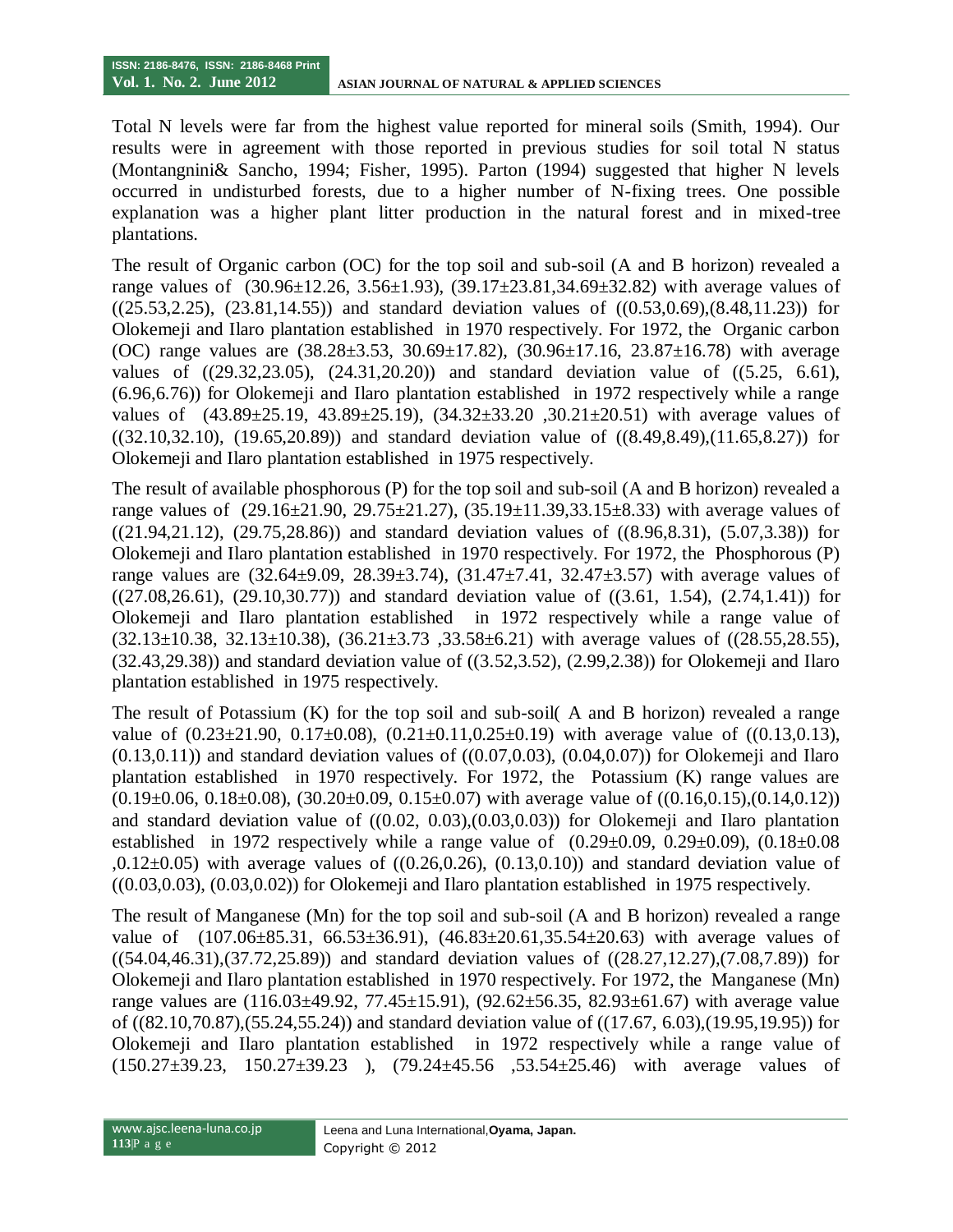Total N levels were far from the highest value reported for mineral soils (Smith, 1994). Our results were in agreement with those reported in previous studies for soil total N status (Montangnini& Sancho, 1994; Fisher, 1995). Parton (1994) suggested that higher N levels occurred in undisturbed forests, due to a higher number of N-fixing trees. One possible explanation was a higher plant litter production in the natural forest and in mixed-tree plantations.

The result of Organic carbon (OC) for the top soil and sub-soil (A and B horizon) revealed a range values of (30.96±12.26, 3.56±1.93), (39.17±23.81,34.69±32.82) with average values of ((25.53,2.25), (23.81,14.55)) and standard deviation values of ((0.53,0.69),(8.48,11.23)) for Olokemeji and Ilaro plantation established in 1970 respectively. For 1972, the Organic carbon (OC) range values are (38.28±3.53, 30.69±17.82), (30.96±17.16, 23.87±16.78) with average values of ((29.32,23.05), (24.31,20.20)) and standard deviation value of ((5.25, 6.61), (6.96,6.76)) for Olokemeji and Ilaro plantation established in 1972 respectively while a range values of (43.89±25.19, 43.89±25.19), (34.32±33.20 ,30.21±20.51) with average values of ((32.10,32.10), (19.65,20.89)) and standard deviation value of ((8.49,8.49),(11.65,8.27)) for Olokemeji and Ilaro plantation established in 1975 respectively.

The result of available phosphorous (P) for the top soil and sub-soil (A and B horizon) revealed a range values of (29.16±21.90, 29.75±21.27), (35.19±11.39,33.15±8.33) with average values of ((21.94,21.12), (29.75,28.86)) and standard deviation values of ((8.96,8.31), (5.07,3.38)) for Olokemeji and Ilaro plantation established in 1970 respectively. For 1972, the Phosphorous (P) range values are (32.64±9.09, 28.39±3.74), (31.47±7.41, 32.47±3.57) with average values of ((27.08,26.61), (29.10,30.77)) and standard deviation value of ((3.61, 1.54), (2.74,1.41)) for Olokemeji and Ilaro plantation established in 1972 respectively while a range value of (32.13±10.38, 32.13±10.38), (36.21±3.73 ,33.58±6.21) with average values of ((28.55,28.55), (32.43,29.38)) and standard deviation value of ((3.52,3.52), (2.99,2.38)) for Olokemeji and Ilaro plantation established in 1975 respectively.

The result of Potassium (K) for the top soil and sub-soil( A and B horizon) revealed a range value of (0.23±21.90, 0.17±0.08), (0.21±0.11,0.25±0.19) with average value of ((0.13,0.13), (0.13,0.11)) and standard deviation values of ((0.07,0.03), (0.04,0.07)) for Olokemeji and Ilaro plantation established in 1970 respectively. For 1972, the Potassium (K) range values are (0.19±0.06, 0.18±0.08), (30.20±0.09, 0.15±0.07) with average value of ((0.16,0.15),(0.14,0.12)) and standard deviation value of ((0.02, 0.03),(0.03,0.03)) for Olokemeji and Ilaro plantation established in 1972 respectively while a range value of (0.29±0.09, 0.29±0.09), (0.18±0.08 ,0.12±0.05) with average values of ((0.26,0.26), (0.13,0.10)) and standard deviation value of ((0.03,0.03), (0.03,0.02)) for Olokemeji and Ilaro plantation established in 1975 respectively.

The result of Manganese (Mn) for the top soil and sub-soil (A and B horizon) revealed a range value of (107.06±85.31, 66.53±36.91), (46.83±20.61,35.54±20.63) with average values of ((54.04,46.31),(37.72,25.89)) and standard deviation values of ((28.27,12.27),(7.08,7.89)) for Olokemeji and Ilaro plantation established in 1970 respectively. For 1972, the Manganese (Mn) range values are (116.03±49.92, 77.45±15.91), (92.62±56.35, 82.93±61.67) with average value of ((82.10,70.87),(55.24,55.24)) and standard deviation value of ((17.67, 6.03),(19.95,19.95)) for Olokemeji and Ilaro plantation established in 1972 respectively while a range value of (150.27±39.23, 150.27±39.23 ), (79.24±45.56 ,53.54±25.46) with average values of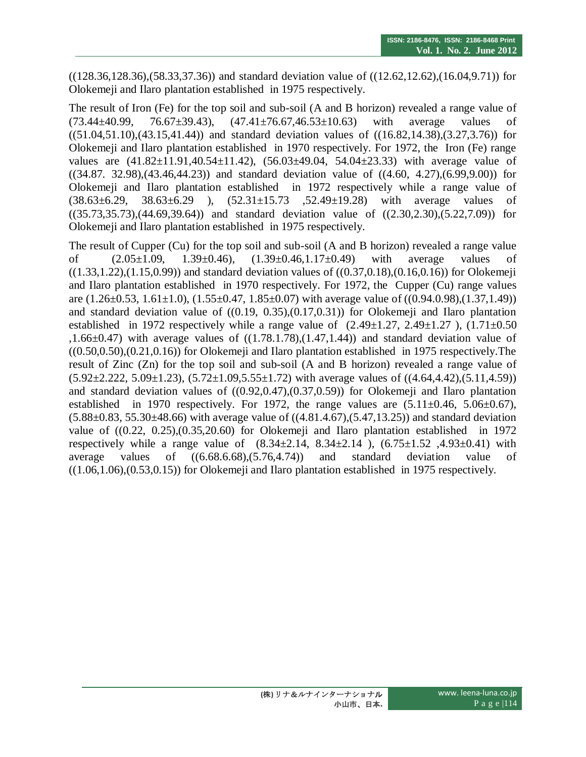((128.36,128.36),(58.33,37.36)) and standard deviation value of ((12.62,12.62),(16.04,9.71)) for Olokemeji and Ilaro plantation established in 1975 respectively.

The result of Iron (Fe) for the top soil and sub-soil (A and B horizon) revealed a range value of (73.44±40.99, 76.67±39.43), (47.41±76.67,46.53±10.63) with average values of ((51.04,51.10),(43.15,41.44)) and standard deviation values of ((16.82,14.38),(3.27,3.76)) for Olokemeji and Ilaro plantation established in 1970 respectively. For 1972, the Iron (Fe) range values are (41.82±11.91,40.54±11.42), (56.03±49.04, 54.04±23.33) with average value of ((34.87. 32.98),(43.46,44.23)) and standard deviation value of ((4.60, 4.27),(6.99,9.00)) for Olokemeji and Ilaro plantation established in 1972 respectively while a range value of (38.63±6.29, 38.63±6.29 ), (52.31±15.73 ,52.49±19.28) with average values of ((35.73,35.73),(44.69,39.64)) and standard deviation value of ((2.30,2.30),(5.22,7.09)) for Olokemeji and Ilaro plantation established in 1975 respectively.

The result of Cupper (Cu) for the top soil and sub-soil (A and B horizon) revealed a range value of (2.05±1.09, 1.39±0.46), (1.39±0.46,1.17±0.49) with average values of ((1.33,1.22),(1.15,0.99)) and standard deviation values of ((0.37,0.18),(0.16,0.16)) for Olokemeji and Ilaro plantation established in 1970 respectively. For 1972, the Cupper (Cu) range values are (1.26±0.53, 1.61±1.0), (1.55±0.47, 1.85±0.07) with average value of ((0.94.0.98),(1.37,1.49)) and standard deviation value of ((0.19, 0.35),(0.17,0.31)) for Olokemeji and Ilaro plantation established in 1972 respectively while a range value of (2.49±1.27, 2.49±1.27 ), (1.71±0.50 ,1.66±0.47) with average values of ((1.78.1.78),(1.47,1.44)) and standard deviation value of ((0.50,0.50),(0.21,0.16)) for Olokemeji and Ilaro plantation established in 1975 respectively.The result of Zinc (Zn) for the top soil and sub-soil (A and B horizon) revealed a range value of (5.92±2.222, 5.09±1.23), (5.72±1.09,5.55±1.72) with average values of ((4.64,4.42),(5.11,4.59)) and standard deviation values of ((0.92,0.47),(0.37,0.59)) for Olokemeji and Ilaro plantation established in 1970 respectively. For 1972, the range values are (5.11±0.46, 5.06±0.67), (5.88±0.83, 55.30±48.66) with average value of ((4.81.4.67),(5.47,13.25)) and standard deviation value of ((0.22, 0.25),(0.35,20.60) for Olokemeji and Ilaro plantation established in 1972 respectively while a range value of (8.34±2.14, 8.34±2.14 ), (6.75±1.52 ,4.93±0.41) with average values of ((6.68.6.68),(5.76,4.74)) and standard deviation value of ((1.06,1.06),(0.53,0.15)) for Olokemeji and Ilaro plantation established in 1975 respectively.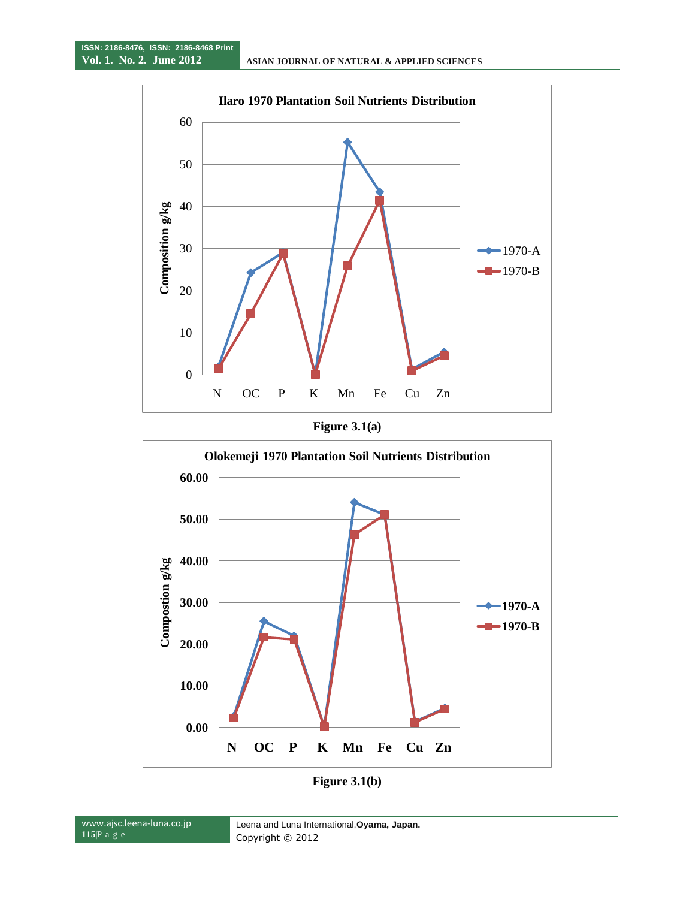**Ilaro 1970 Plantation Soil Nutrients Distribution**

Figure 3.1(a)

**Olokemeji 1970 Plantation Soil Nutrients Distribution**

Figure 3.1(b)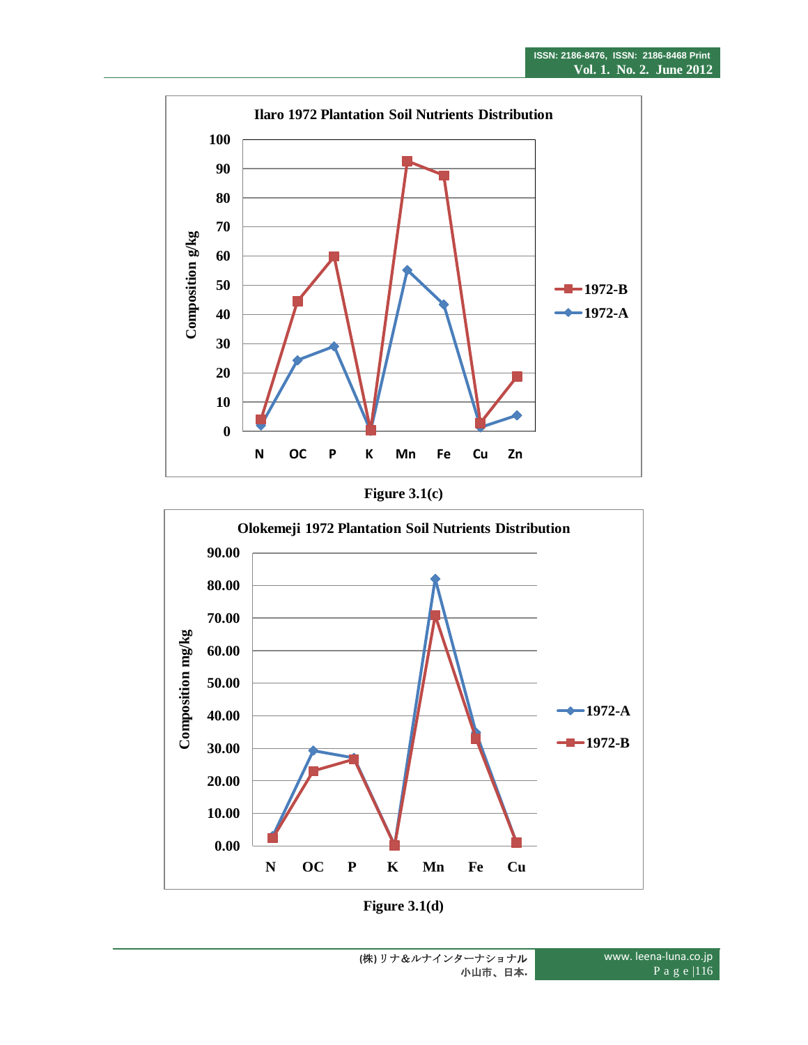Ilaro 1972 Plantation Soil Nutrients Distribution

Figure 3.1(c)

Olokemeji 1972 Plantation Soil Nutrients Distribution

Figure 3.1(d)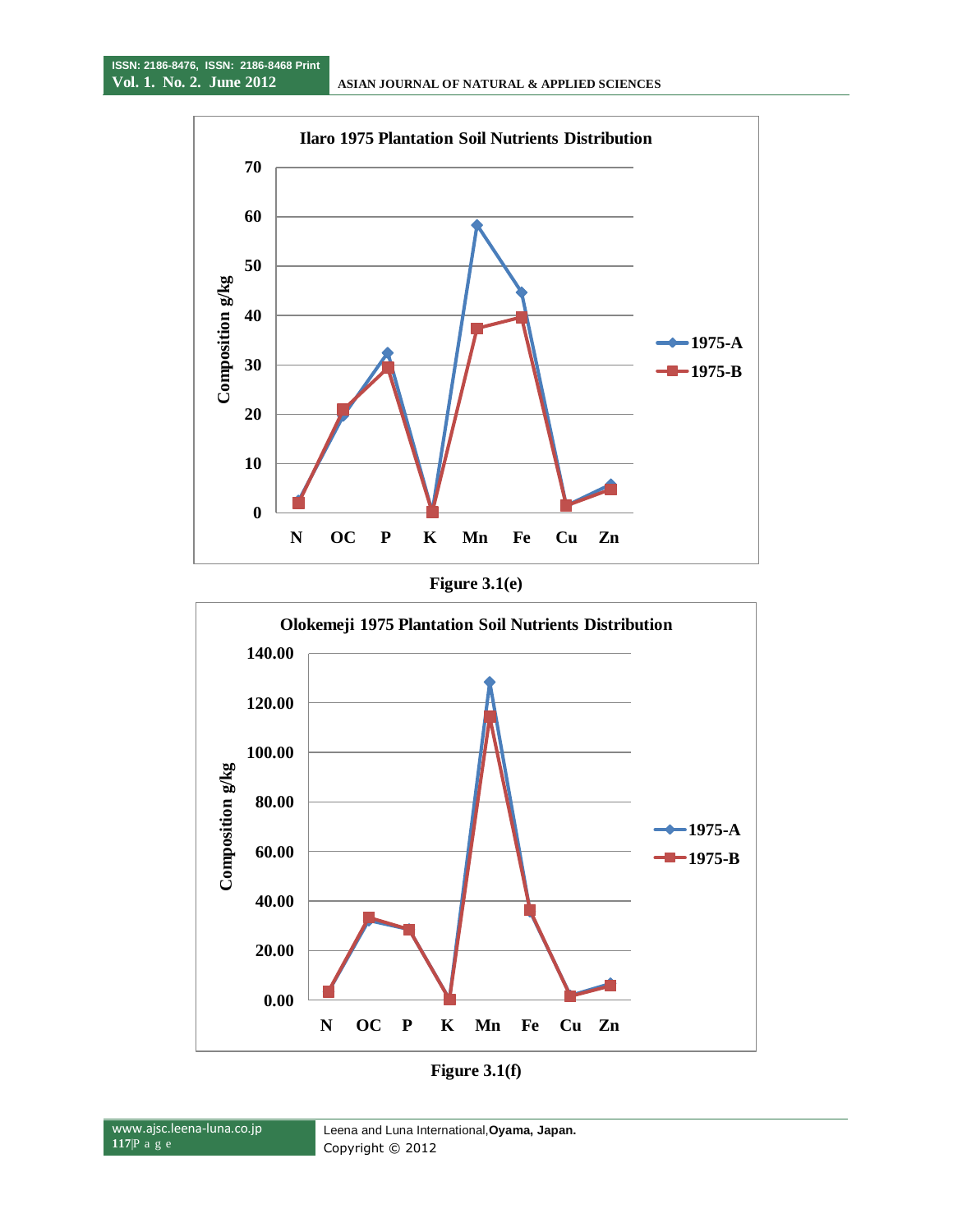Figure 3.1(e)

Figure 3.1(f)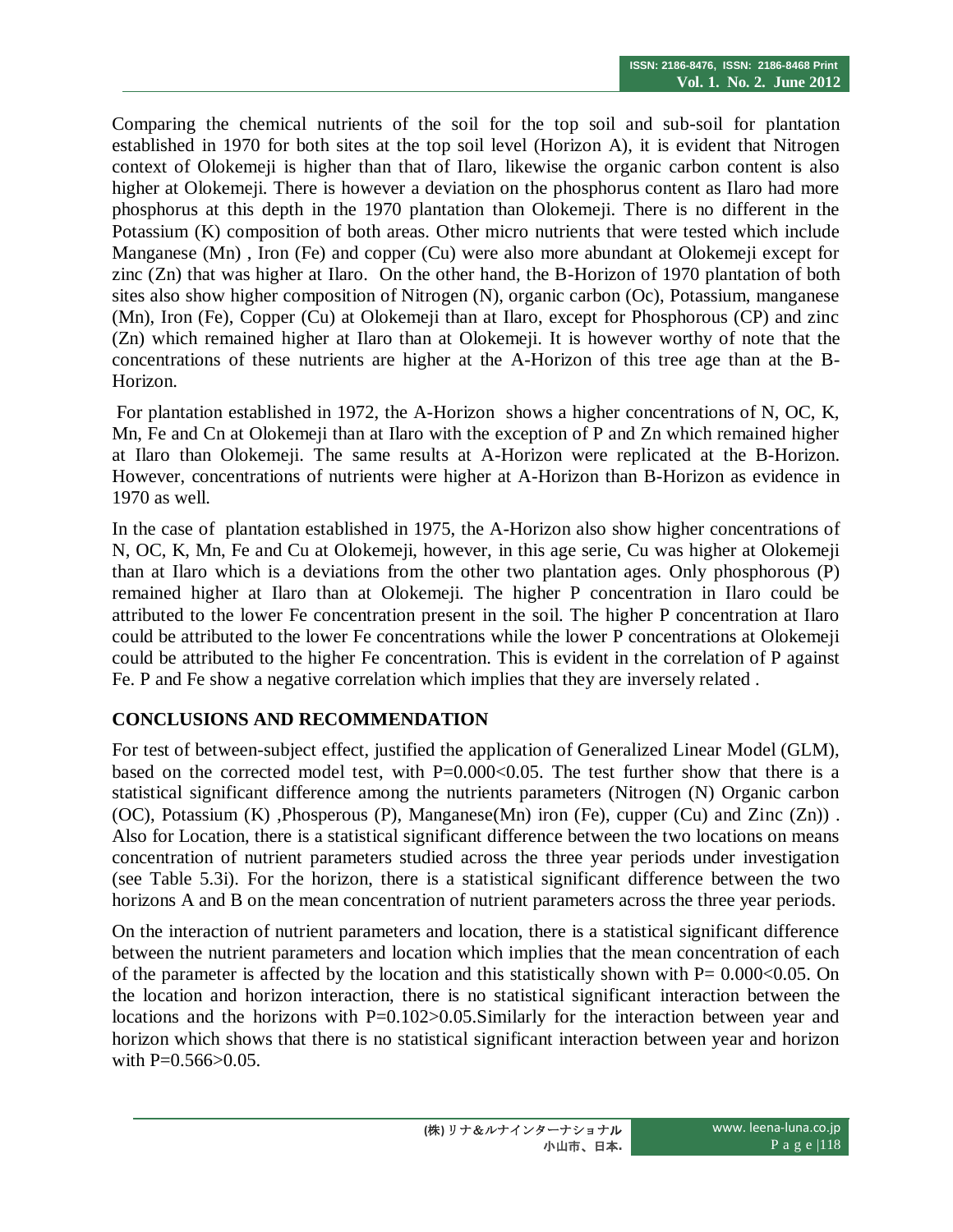Comparing the chemical nutrients of the soil for the top soil and sub-soil for plantation established in 1970 for both sites at the top soil level (Horizon A), it is evident that Nitrogen context of Olokemeji is higher than that of Ilaro, likewise the organic carbon content is also higher at Olokemeji. There is however a deviation on the phosphorus content as Ilaro had more phosphorus at this depth in the 1970 plantation than Olokemeji. There is no different in the Potassium (K) composition of both areas. Other micro nutrients that were tested which include Manganese (Mn) , Iron (Fe) and copper (Cu) were also more abundant at Olokemeji except for zinc (Zn) that was higher at Ilaro. On the other hand, the B-Horizon of 1970 plantation of both sites also show higher composition of Nitrogen (N), organic carbon (Oc), Potassium, manganese (Mn), Iron (Fe), Copper (Cu) at Olokemeji than at Ilaro, except for Phosphorous (CP) and zinc (Zn) which remained higher at Ilaro than at Olokemeji. It is however worthy of note that the concentrations of these nutrients are higher at the A-Horizon of this tree age than at the B-Horizon.

For plantation established in 1972, the A-Horizon shows a higher concentrations of N, OC, K, Mn, Fe and Cn at Olokemeji than at Ilaro with the exception of P and Zn which remained higher at Ilaro than Olokemeji. The same results at A-Horizon were replicated at the B-Horizon. However, concentrations of nutrients were higher at A-Horizon than B-Horizon as evidence in 1970 as well.

In the case of plantation established in 1975, the A-Horizon also show higher concentrations of N, OC, K, Mn, Fe and Cu at Olokemeji, however, in this age serie, Cu was higher at Olokemeji than at Ilaro which is a deviations from the other two plantation ages. Only phosphorous (P) remained higher at Ilaro than at Olokemeji. The higher P concentration in Ilaro could be attributed to the lower Fe concentration present in the soil. The higher P concentration at Ilaro could be attributed to the lower Fe concentrations while the lower P concentrations at Olokemeji could be attributed to the higher Fe concentration. This is evident in the correlation of P against Fe. P and Fe show a negative correlation which implies that they are inversely related .

## CONCLUSIONS AND RECOMMENDATION

For test of between-subject effect, justified the application of Generalized Linear Model (GLM), based on the corrected model test, with $P=0.000<0.05$. The test further show that there is a statistical significant difference among the nutrients parameters (Nitrogen (N) Organic carbon (OC), Potassium (K) ,Phosperous (P), Manganese(Mn) iron (Fe), cupper (Cu) and Zinc (Zn)) . Also for Location, there is a statistical significant difference between the two locations on means concentration of nutrient parameters studied across the three year periods under investigation (see Table 5.3i). For the horizon, there is a statistical significant difference between the two horizons A and B on the mean concentration of nutrient parameters across the three year periods.

On the interaction of nutrient parameters and location, there is a statistical significant difference between the nutrient parameters and location which implies that the mean concentration of each of the parameter is affected by the location and this statistically shown with $P= 0.000<0.05$. On the location and horizon interaction, there is no statistical significant interaction between the locations and the horizons with $P=0.102>0.05$.Similarly for the interaction between year and horizon which shows that there is no statistical significant interaction between year and horizon with $P=0.566>0.05$.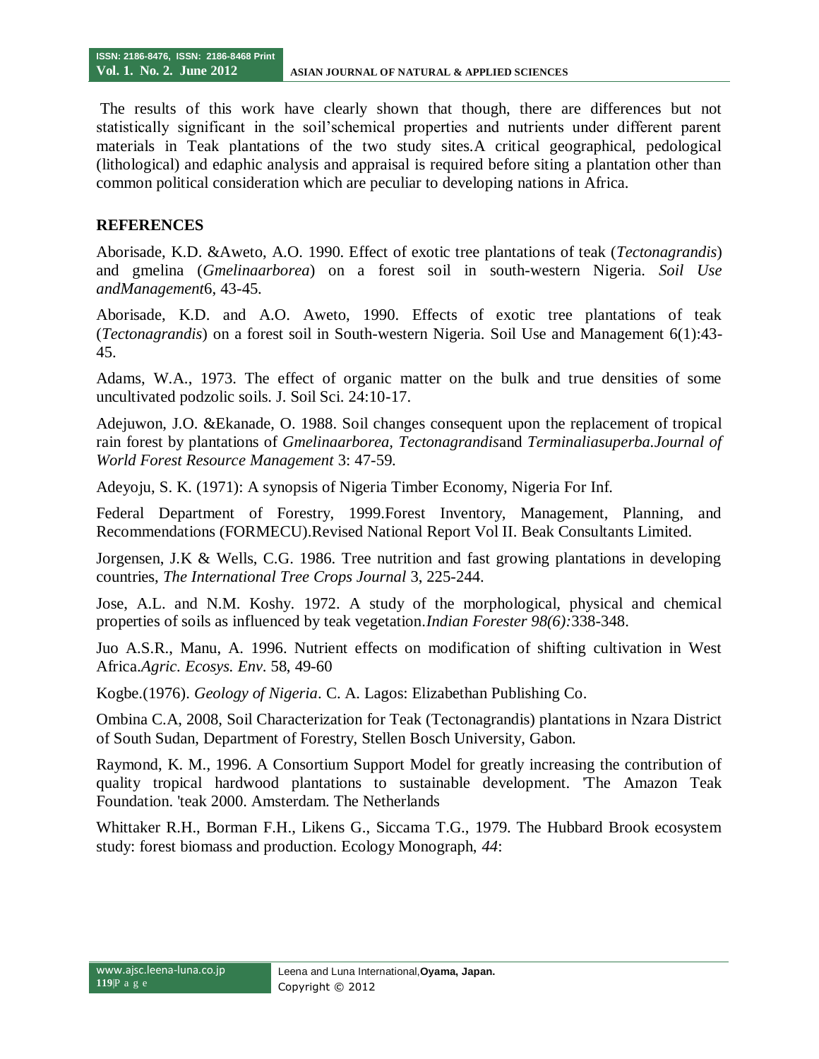The results of this work have clearly shown that though, there are differences but not statistically significant in the soil'schemical properties and nutrients under different parent materials in Teak plantations of the two study sites.A critical geographical, pedological (lithological) and edaphic analysis and appraisal is required before siting a plantation other than common political consideration which are peculiar to developing nations in Africa.

## REFERENCES

Aborisade, K.D. &Aweto, A.O. 1990. Effect of exotic tree plantations of teak (*Tectonagrandis*) and gmelina (*Gmelinaarborea*) on a forest soil in south-western Nigeria. *Soil Use andManagement*6, 43-45.

Aborisade, K.D. and A.O. Aweto, 1990. Effects of exotic tree plantations of teak (*Tectonagrandis*) on a forest soil in South-western Nigeria. Soil Use and Management 6(1):43-45.

Adams, W.A., 1973. The effect of organic matter on the bulk and true densities of some uncultivated podzolic soils. J. Soil Sci. 24:10-17.

Adejuwon, J.O. &Ekanade, O. 1988. Soil changes consequent upon the replacement of tropical rain forest by plantations of *Gmelinaarborea, Tectonagrandis*and *Terminaliasuperba.Journal of World Forest Resource Management* 3: 47-59.

Adeyoju, S. K. (1971): A synopsis of Nigeria Timber Economy, Nigeria For Inf.

Federal Department of Forestry, 1999.Forest Inventory, Management, Planning, and Recommendations (FORMECU).Revised National Report Vol II. Beak Consultants Limited.

Jorgensen, J.K & Wells, C.G. 1986. Tree nutrition and fast growing plantations in developing countries, *The International Tree Crops Journal* 3, 225-244.

Jose, A.L. and N.M. Koshy. 1972. A study of the morphological, physical and chemical properties of soils as influenced by teak vegetation.*Indian Forester 98(6):*338-348.

Juo A.S.R., Manu, A. 1996. Nutrient effects on modification of shifting cultivation in West Africa.*Agric. Ecosys. Env*. 58, 49-60

Kogbe.(1976). *Geology of Nigeria*. C. A. Lagos: Elizabethan Publishing Co.

Ombina C.A, 2008, Soil Characterization for Teak (Tectonagrandis) plantations in Nzara District of South Sudan, Department of Forestry, Stellen Bosch University, Gabon.

Raymond, K. M., 1996. A Consortium Support Model for greatly increasing the contribution of quality tropical hardwood plantations to sustainable development. 'The Amazon Teak Foundation. 'teak 2000. Amsterdam. The Netherlands

Whittaker R.H., Borman F.H., Likens G., Siccama T.G., 1979. The Hubbard Brook ecosystem study: forest biomass and production. Ecology Monograph, *44*: